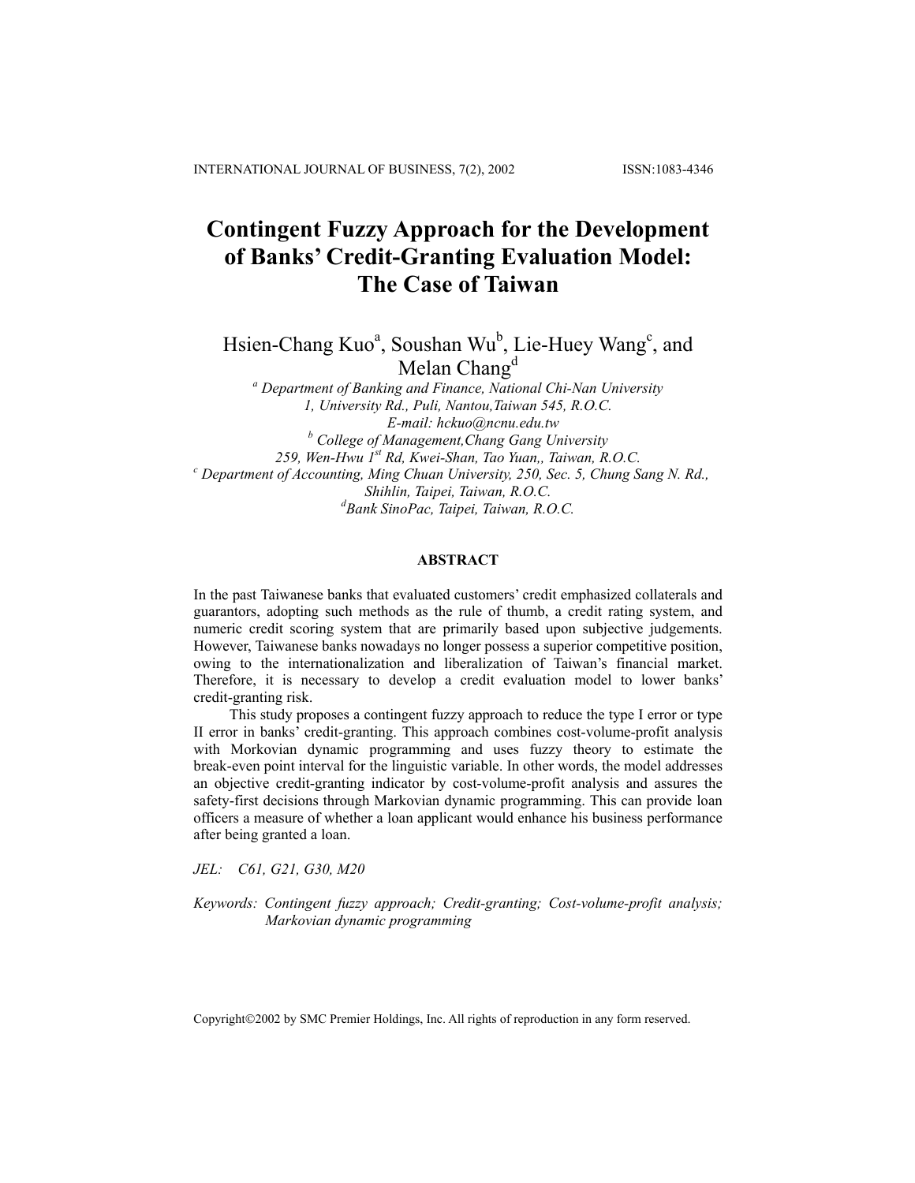# Contingent Fuzzy Approach for the Development of Banks' Credit-Granting Evaluation Model: The Case of Taiwan

Hsien-Chang Kuo[a], Soushan Wu[b], Lie-Huey Wang[c], and Melan Chang[d]

[a] *Department of Banking and Finance, National Chi-Nan University*
*1, University Rd., Puli, Nantou,Taiwan 545, R.O.C.*
*E-mail: hckuo@ncnu.edu.tw*
[b] *College of Management,Chang Gang University*
*259, Wen-Hwu 1st Rd, Kwei-Shan, Tao Yuan,, Taiwan, R.O.C.*
[c] *Department of Accounting, Ming Chuan University, 250, Sec. 5, Chung Sang N. Rd., Shihlin, Taipei, Taiwan, R.O.C.*
[d] *Bank SinoPac, Taipei, Taiwan, R.O.C.*

## ABSTRACT

In the past Taiwanese banks that evaluated customers' credit emphasized collaterals and guarantors, adopting such methods as the rule of thumb, a credit rating system, and numeric credit scoring system that are primarily based upon subjective judgements. However, Taiwanese banks nowadays no longer possess a superior competitive position, owing to the internationalization and liberalization of Taiwan's financial market. Therefore, it is necessary to develop a credit evaluation model to lower banks' credit-granting risk.

This study proposes a contingent fuzzy approach to reduce the type I error or type II error in banks' credit-granting. This approach combines cost-volume-profit analysis with Morkovian dynamic programming and uses fuzzy theory to estimate the break-even point interval for the linguistic variable. In other words, the model addresses an objective credit-granting indicator by cost-volume-profit analysis and assures the safety-first decisions through Markovian dynamic programming. This can provide loan officers a measure of whether a loan applicant would enhance his business performance after being granted a loan.

*JEL: C61, G21, G30, M20*

*Keywords: Contingent fuzzy approach; Credit-granting; Cost-volume-profit analysis; Markovian dynamic programming*

Copyright©2002 by SMC Premier Holdings, Inc. All rights of reproduction in any form reserved.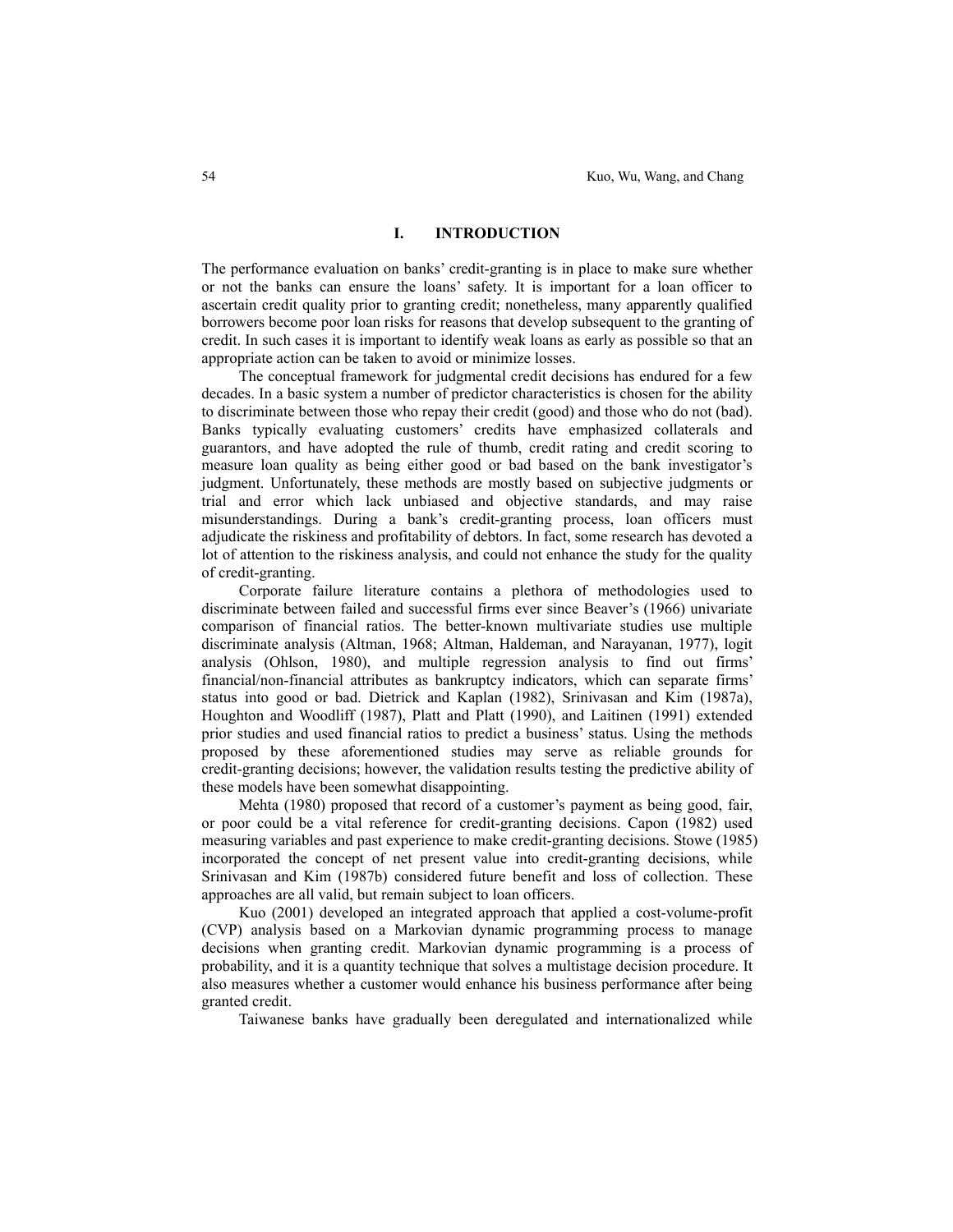## I. INTRODUCTION

The performance evaluation on banks' credit-granting is in place to make sure whether or not the banks can ensure the loans' safety. It is important for a loan officer to ascertain credit quality prior to granting credit; nonetheless, many apparently qualified borrowers become poor loan risks for reasons that develop subsequent to the granting of credit. In such cases it is important to identify weak loans as early as possible so that an appropriate action can be taken to avoid or minimize losses.

The conceptual framework for judgmental credit decisions has endured for a few decades. In a basic system a number of predictor characteristics is chosen for the ability to discriminate between those who repay their credit (good) and those who do not (bad). Banks typically evaluating customers' credits have emphasized collaterals and guarantors, and have adopted the rule of thumb, credit rating and credit scoring to measure loan quality as being either good or bad based on the bank investigator's judgment. Unfortunately, these methods are mostly based on subjective judgments or trial and error which lack unbiased and objective standards, and may raise misunderstandings. During a bank's credit-granting process, loan officers must adjudicate the riskiness and profitability of debtors. In fact, some research has devoted a lot of attention to the riskiness analysis, and could not enhance the study for the quality of credit-granting.

Corporate failure literature contains a plethora of methodologies used to discriminate between failed and successful firms ever since Beaver's (1966) univariate comparison of financial ratios. The better-known multivariate studies use multiple discriminate analysis (Altman, 1968; Altman, Haldeman, and Narayanan, 1977), logit analysis (Ohlson, 1980), and multiple regression analysis to find out firms' financial/non-financial attributes as bankruptcy indicators, which can separate firms' status into good or bad. Dietrick and Kaplan (1982), Srinivasan and Kim (1987a), Houghton and Woodliff (1987), Platt and Platt (1990), and Laitinen (1991) extended prior studies and used financial ratios to predict a business' status. Using the methods proposed by these aforementioned studies may serve as reliable grounds for credit-granting decisions; however, the validation results testing the predictive ability of these models have been somewhat disappointing.

Mehta (1980) proposed that record of a customer's payment as being good, fair, or poor could be a vital reference for credit-granting decisions. Capon (1982) used measuring variables and past experience to make credit-granting decisions. Stowe (1985) incorporated the concept of net present value into credit-granting decisions, while Srinivasan and Kim (1987b) considered future benefit and loss of collection. These approaches are all valid, but remain subject to loan officers.

Kuo (2001) developed an integrated approach that applied a cost-volume-profit (CVP) analysis based on a Markovian dynamic programming process to manage decisions when granting credit. Markovian dynamic programming is a process of probability, and it is a quantity technique that solves a multistage decision procedure. It also measures whether a customer would enhance his business performance after being granted credit.

Taiwanese banks have gradually been deregulated and internationalized while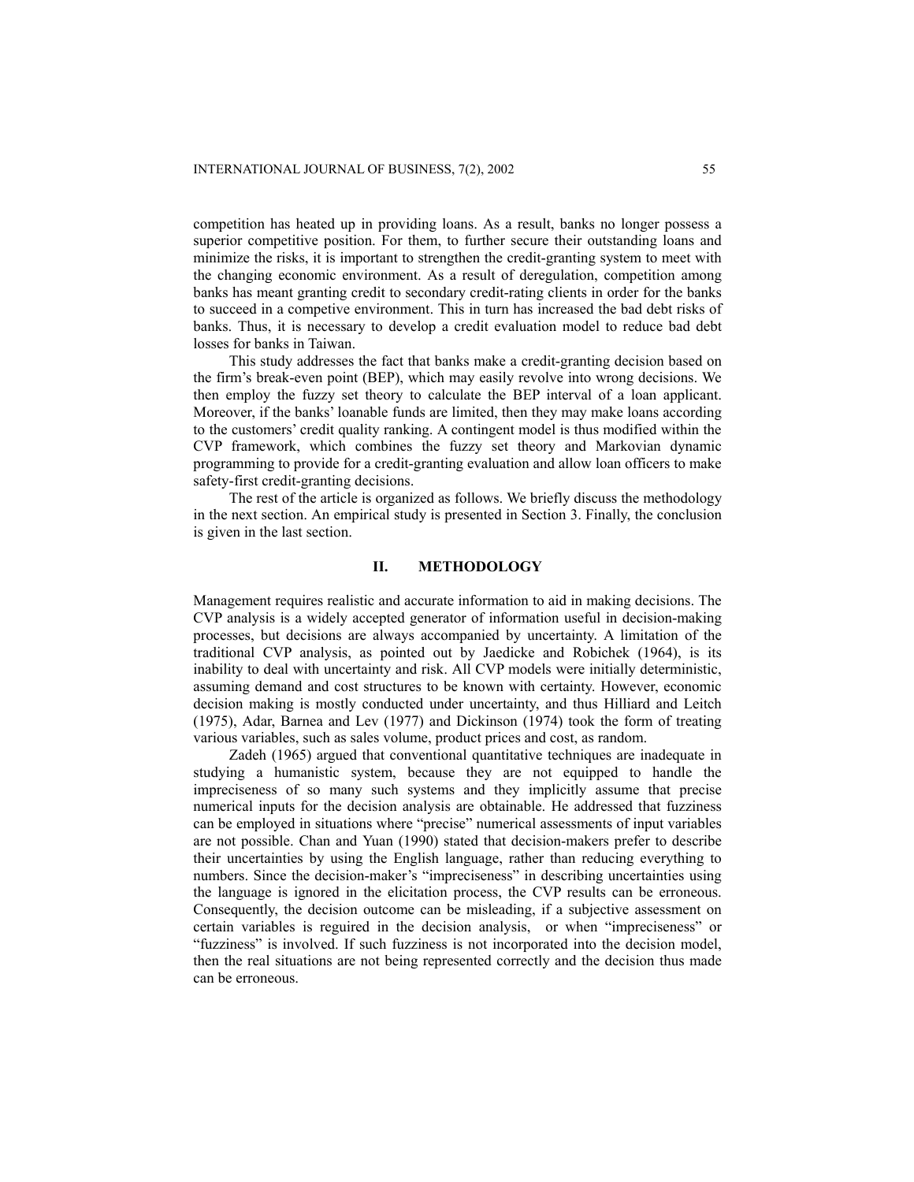competition has heated up in providing loans. As a result, banks no longer possess a superior competitive position. For them, to further secure their outstanding loans and minimize the risks, it is important to strengthen the credit-granting system to meet with the changing economic environment. As a result of deregulation, competition among banks has meant granting credit to secondary credit-rating clients in order for the banks to succeed in a competive environment. This in turn has increased the bad debt risks of banks. Thus, it is necessary to develop a credit evaluation model to reduce bad debt losses for banks in Taiwan.

This study addresses the fact that banks make a credit-granting decision based on the firm's break-even point (BEP), which may easily revolve into wrong decisions. We then employ the fuzzy set theory to calculate the BEP interval of a loan applicant. Moreover, if the banks' loanable funds are limited, then they may make loans according to the customers' credit quality ranking. A contingent model is thus modified within the CVP framework, which combines the fuzzy set theory and Markovian dynamic programming to provide for a credit-granting evaluation and allow loan officers to make safety-first credit-granting decisions.

The rest of the article is organized as follows. We briefly discuss the methodology in the next section. An empirical study is presented in Section 3. Finally, the conclusion is given in the last section.

## II. METHODOLOGY

Management requires realistic and accurate information to aid in making decisions. The CVP analysis is a widely accepted generator of information useful in decision-making processes, but decisions are always accompanied by uncertainty. A limitation of the traditional CVP analysis, as pointed out by Jaedicke and Robichek (1964), is its inability to deal with uncertainty and risk. All CVP models were initially deterministic, assuming demand and cost structures to be known with certainty. However, economic decision making is mostly conducted under uncertainty, and thus Hilliard and Leitch (1975), Adar, Barnea and Lev (1977) and Dickinson (1974) took the form of treating various variables, such as sales volume, product prices and cost, as random.

Zadeh (1965) argued that conventional quantitative techniques are inadequate in studying a humanistic system, because they are not equipped to handle the impreciseness of so many such systems and they implicitly assume that precise numerical inputs for the decision analysis are obtainable. He addressed that fuzziness can be employed in situations where "precise" numerical assessments of input variables are not possible. Chan and Yuan (1990) stated that decision-makers prefer to describe their uncertainties by using the English language, rather than reducing everything to numbers. Since the decision-maker's "impreciseness" in describing uncertainties using the language is ignored in the elicitation process, the CVP results can be erroneous. Consequently, the decision outcome can be misleading, if a subjective assessment on certain variables is reguired in the decision analysis, or when "impreciseness" or "fuzziness" is involved. If such fuzziness is not incorporated into the decision model, then the real situations are not being represented correctly and the decision thus made can be erroneous.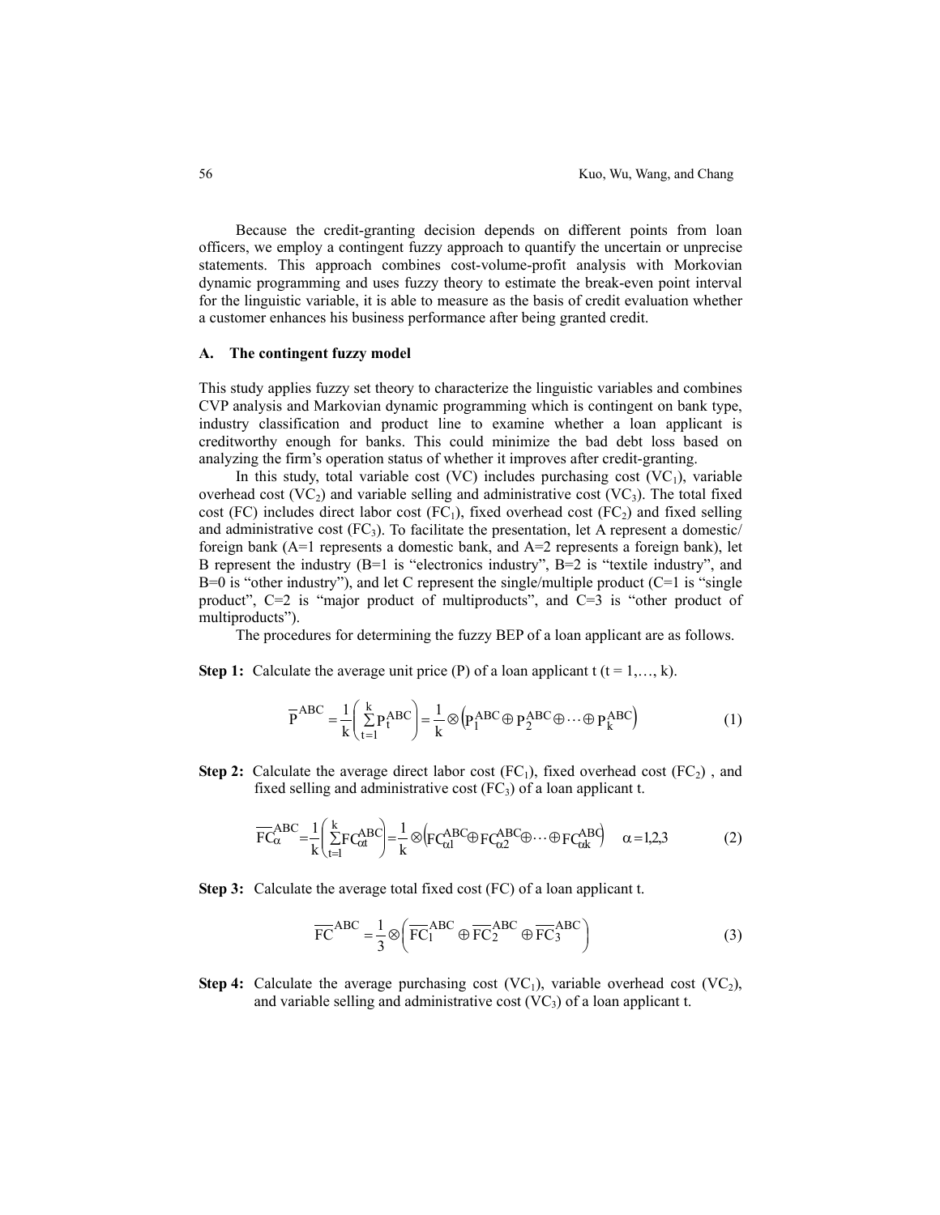Because the credit-granting decision depends on different points from loan officers, we employ a contingent fuzzy approach to quantify the uncertain or unprecise statements. This approach combines cost-volume-profit analysis with Morkovian dynamic programming and uses fuzzy theory to estimate the break-even point interval for the linguistic variable, it is able to measure as the basis of credit evaluation whether a customer enhances his business performance after being granted credit.

### A. The contingent fuzzy model

This study applies fuzzy set theory to characterize the linguistic variables and combines CVP analysis and Markovian dynamic programming which is contingent on bank type, industry classification and product line to examine whether a loan applicant is creditworthy enough for banks. This could minimize the bad debt loss based on analyzing the firm's operation status of whether it improves after credit-granting.

In this study, total variable cost (VC) includes purchasing cost ($VC_1$), variable overhead cost ($VC_2$) and variable selling and administrative cost ($VC_3$). The total fixed cost (FC) includes direct labor cost ($FC_1$), fixed overhead cost ($FC_2$) and fixed selling and administrative cost ($FC_3$). To facilitate the presentation, let A represent a domestic/ foreign bank (A=1 represents a domestic bank, and A=2 represents a foreign bank), let B represent the industry (B=1 is "electronics industry", B=2 is "textile industry", and B=0 is "other industry"), and let C represent the single/multiple product (C=1 is "single product", C=2 is "major product of multiproducts", and C=3 is "other product of multiproducts").

The procedures for determining the fuzzy BEP of a loan applicant are as follows.

**Step 1:** Calculate the average unit price (P) of a loan applicant t (t = 1,…, k).

$$\overline{P}^{ABC} = \frac{1}{k}\left(\sum_{t=1}^{k} P_t^{ABC}\right) = \frac{1}{k} \otimes \left(P_1^{ABC} \oplus P_2^{ABC} \oplus \cdots \oplus P_k^{ABC}\right) \tag{1}$$

**Step 2:** Calculate the average direct labor cost ($FC_1$), fixed overhead cost ($FC_2$) , and fixed selling and administrative cost ($FC_3$) of a loan applicant t.

$$\overline{FC}_{\alpha}^{ABC} = \frac{1}{k}\left(\sum_{t=1}^{k} FC_{\alpha t}^{ABC}\right) = \frac{1}{k} \otimes \left(FC_{\alpha 1}^{ABC} \oplus FC_{\alpha 2}^{ABC} \oplus \cdots \oplus FC_{\alpha k}^{ABC}\right) \quad \alpha = 1,2,3 \tag{2}$$

**Step 3:** Calculate the average total fixed cost (FC) of a loan applicant t.

$$\overline{FC}^{ABC} = \frac{1}{3} \otimes \left(\overline{FC}_1^{ABC} \oplus \overline{FC}_2^{ABC} \oplus \overline{FC}_3^{ABC}\right) \tag{3}$$

**Step 4:** Calculate the average purchasing cost ($VC_1$), variable overhead cost ($VC_2$), and variable selling and administrative cost ($VC_3$) of a loan applicant t.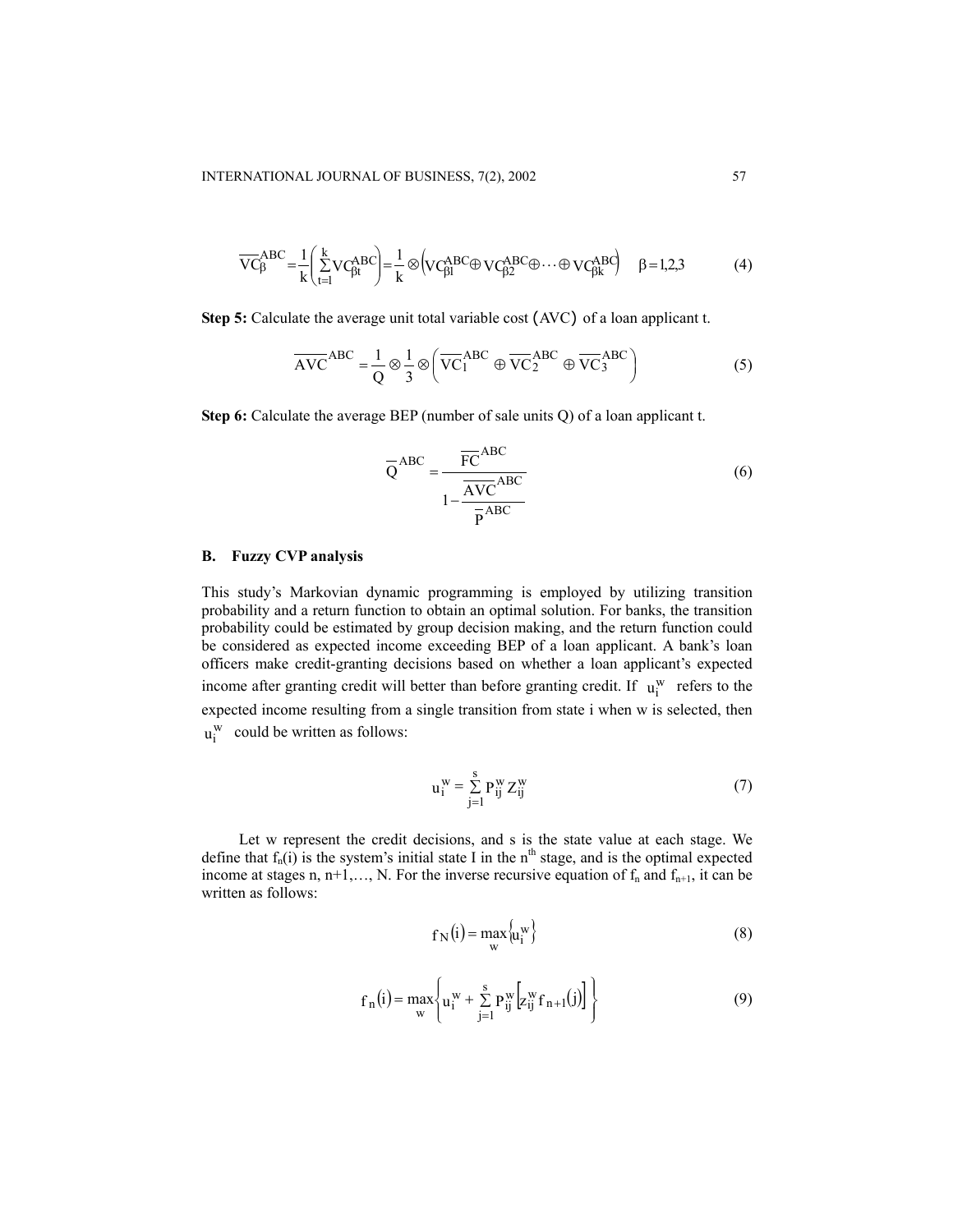$$\overline{VC}_{\beta}^{ABC} = \frac{1}{k}\left(\sum_{t=1}^{k} VC_{\beta t}^{ABC}\right) = \frac{1}{k} \otimes \left(VC_{\beta 1}^{ABC} \oplus VC_{\beta 2}^{ABC} \oplus \cdots \oplus VC_{\beta k}^{ABC}\right) \quad \beta = 1,2,3 \tag{4}$$

**Step 5:** Calculate the average unit total variable cost (AVC) of a loan applicant t.

$$\overline{AVC}^{ABC} = \frac{1}{Q} \otimes \frac{1}{3} \otimes \left(\overline{VC}_{1}^{ABC} \oplus \overline{VC}_{2}^{ABC} \oplus \overline{VC}_{3}^{ABC}\right) \tag{5}$$

**Step 6:** Calculate the average BEP (number of sale units Q) of a loan applicant t.

$$\overline{Q}^{ABC} = \frac{\overline{FC}^{ABC}}{1 - \dfrac{\overline{AVC}^{ABC}}{\overline{P}^{ABC}}} \tag{6}$$

## B. Fuzzy CVP analysis

This study's Markovian dynamic programming is employed by utilizing transition probability and a return function to obtain an optimal solution. For banks, the transition probability could be estimated by group decision making, and the return function could be considered as expected income exceeding BEP of a loan applicant. A bank's loan officers make credit-granting decisions based on whether a loan applicant's expected income after granting credit will better than before granting credit. If $u_i^w$ refers to the expected income resulting from a single transition from state i when w is selected, then $u_i^w$ could be written as follows:

$$u_i^w = \sum_{j=1}^{s} P_{ij}^w Z_{ij}^w \tag{7}$$

Let w represent the credit decisions, and s is the state value at each stage. We define that $f_n(i)$ is the system's initial state I in the $n^{th}$ stage, and is the optimal expected income at stages n, n+1,…, N. For the inverse recursive equation of $f_n$ and $f_{n+1}$, it can be written as follows:

$$f_N(i) = \max_w \left\{u_i^w\right\} \tag{8}$$

$$f_n(i) = \max_w \left\{u_i^w + \sum_{j=1}^{s} P_{ij}^w \left[Z_{ij}^w f_{n+1}(j)\right]\right\} \tag{9}$$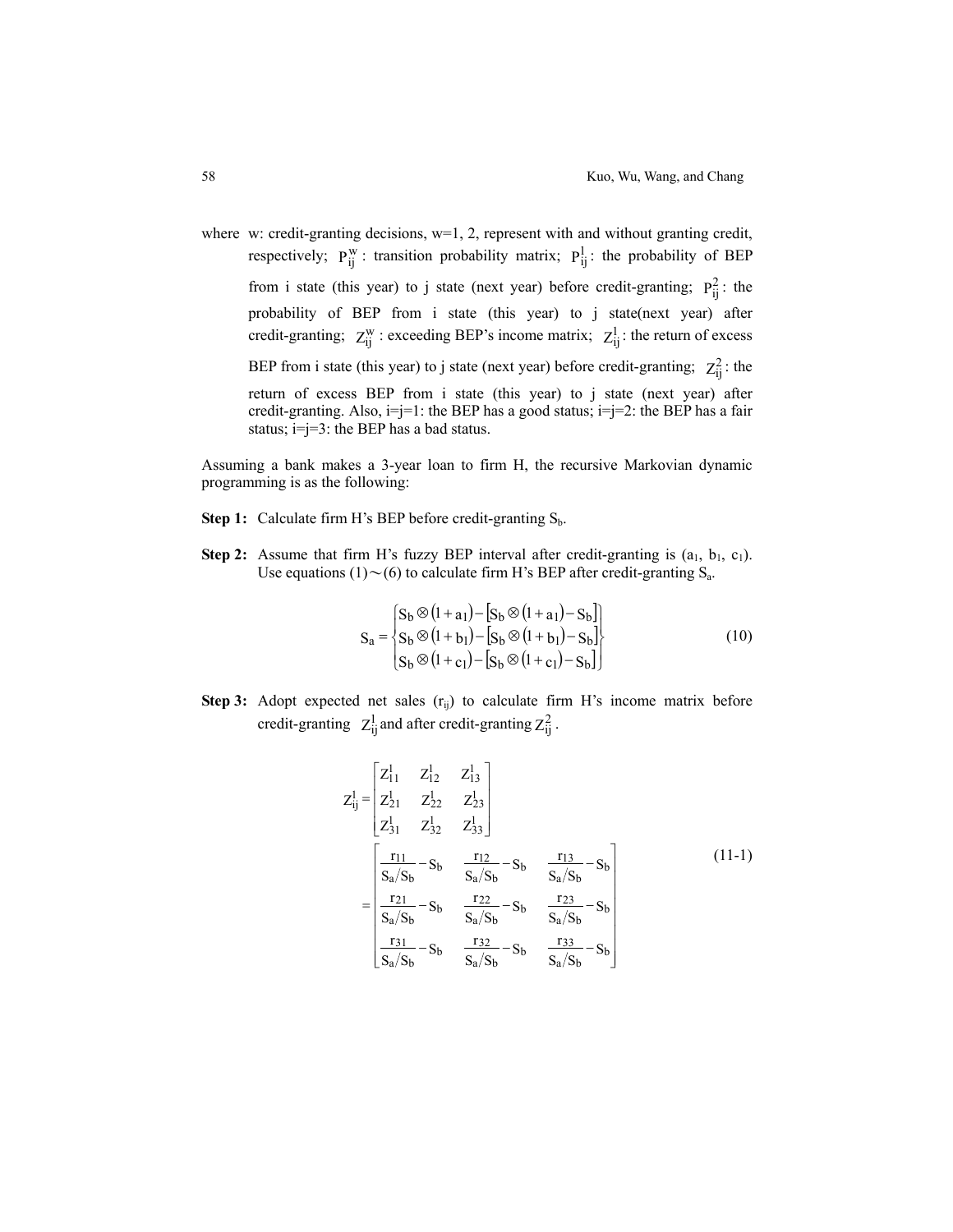where w: credit-granting decisions, w=1, 2, represent with and without granting credit, respectively; $P_{ij}^{w}$ : transition probability matrix; $P_{ij}^{1}$ : the probability of BEP from i state (this year) to j state (next year) before credit-granting; $P_{ij}^{2}$ : the probability of BEP from i state (this year) to j state(next year) after credit-granting; $Z_{ij}^{w}$ : exceeding BEP's income matrix; $Z_{ij}^{1}$ : the return of excess BEP from i state (this year) to j state (next year) before credit-granting; $Z_{ij}^{2}$ : the return of excess BEP from i state (this year) to j state (next year) after credit-granting. Also, i=j=1: the BEP has a good status; i=j=2: the BEP has a fair status; i=j=3: the BEP has a bad status.

Assuming a bank makes a 3-year loan to firm H, the recursive Markovian dynamic programming is as the following:

**Step 1:** Calculate firm H's BEP before credit-granting $S_b$.

**Step 2:** Assume that firm H's fuzzy BEP interval after credit-granting is ($a_1$, $b_1$, $c_1$). Use equations (1)～(6) to calculate firm H's BEP after credit-granting $S_a$.

$$S_a = \begin{Bmatrix} S_b \otimes (1+a_1) - [S_b \otimes (1+a_1) - S_b] \\ S_b \otimes (1+b_1) - [S_b \otimes (1+b_1) - S_b] \\ S_b \otimes (1+c_1) - [S_b \otimes (1+c_1) - S_b] \end{Bmatrix} \tag{10}$$

**Step 3:** Adopt expected net sales ($r_{ij}$) to calculate firm H's income matrix before credit-granting $Z_{ij}^{1}$ and after credit-granting $Z_{ij}^{2}$.

$$Z_{ij}^{1} = \begin{bmatrix} Z_{11}^{1} & Z_{12}^{1} & Z_{13}^{1} \\ Z_{21}^{1} & Z_{22}^{1} & Z_{23}^{1} \\ Z_{31}^{1} & Z_{32}^{1} & Z_{33}^{1} \end{bmatrix} = \begin{bmatrix} \frac{r_{11}}{S_a/S_b} - S_b & \frac{r_{12}}{S_a/S_b} - S_b & \frac{r_{13}}{S_a/S_b} - S_b \\ \frac{r_{21}}{S_a/S_b} - S_b & \frac{r_{22}}{S_a/S_b} - S_b & \frac{r_{23}}{S_a/S_b} - S_b \\ \frac{r_{31}}{S_a/S_b} - S_b & \frac{r_{32}}{S_a/S_b} - S_b & \frac{r_{33}}{S_a/S_b} - S_b \end{bmatrix} \tag{11-1}$$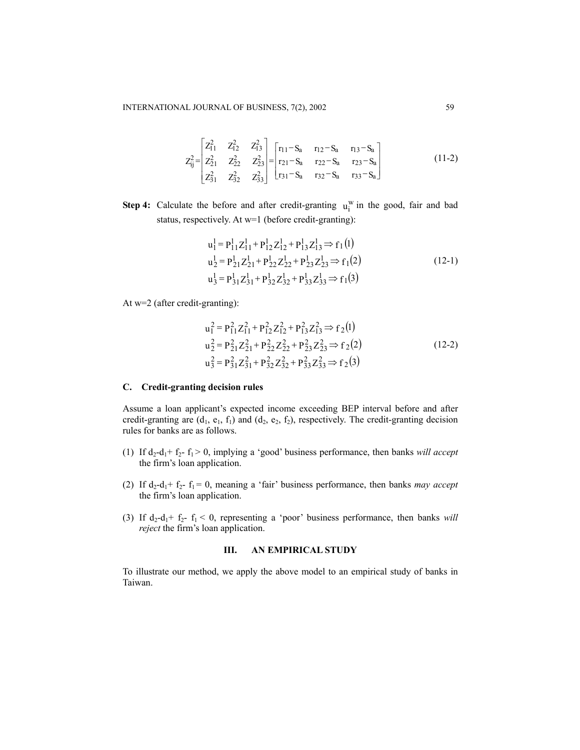$$Z_{ij}^2 = \begin{bmatrix} Z_{11}^2 & Z_{12}^2 & Z_{13}^2 \\ Z_{21}^2 & Z_{22}^2 & Z_{23}^2 \\ Z_{31}^2 & Z_{32}^2 & Z_{33}^2 \end{bmatrix} = \begin{bmatrix} r_{11} - S_a & r_{12} - S_a & r_{13} - S_a \\ r_{21} - S_a & r_{22} - S_a & r_{23} - S_a \\ r_{31} - S_a & r_{32} - S_a & r_{33} - S_a \end{bmatrix} \tag{11-2}$$

**Step 4:** Calculate the before and after credit-granting $u_i^w$ in the good, fair and bad status, respectively. At w=1 (before credit-granting):

$$\begin{aligned} u_1^1 &= P_{11}^1 Z_{11}^1 + P_{12}^1 Z_{12}^1 + P_{13}^1 Z_{13}^1 \Rightarrow f_1(1) \\ u_2^1 &= P_{21}^1 Z_{21}^1 + P_{22}^1 Z_{22}^1 + P_{23}^1 Z_{23}^1 \Rightarrow f_1(2) \\ u_3^1 &= P_{31}^1 Z_{31}^1 + P_{32}^1 Z_{32}^1 + P_{33}^1 Z_{33}^1 \Rightarrow f_1(3) \end{aligned} \tag{12-1}$$

At w=2 (after credit-granting):

$$\begin{aligned} u_1^2 &= P_{11}^2 Z_{11}^2 + P_{12}^2 Z_{12}^2 + P_{13}^2 Z_{13}^2 \Rightarrow f_2(1) \\ u_2^2 &= P_{21}^2 Z_{21}^2 + P_{22}^2 Z_{22}^2 + P_{23}^2 Z_{23}^2 \Rightarrow f_2(2) \\ u_3^2 &= P_{31}^2 Z_{31}^2 + P_{32}^2 Z_{32}^2 + P_{33}^2 Z_{33}^2 \Rightarrow f_2(3) \end{aligned} \tag{12-2}$$

### C. Credit-granting decision rules

Assume a loan applicant's expected income exceeding BEP interval before and after credit-granting are $(d_1, e_1, f_1)$ and $(d_2, e_2, f_2)$, respectively. The credit-granting decision rules for banks are as follows.

(1) If $d_2$-$d_1$+ $f_2$- $f_1$ > 0, implying a 'good' business performance, then banks *will accept* the firm's loan application.

(2) If $d_2$-$d_1$+ $f_2$- $f_1$ = 0, meaning a 'fair' business performance, then banks *may accept* the firm's loan application.

(3) If $d_2$-$d_1$+ $f_2$- $f_1$ < 0, representing a 'poor' business performance, then banks *will reject* the firm's loan application.

## III. AN EMPIRICAL STUDY

To illustrate our method, we apply the above model to an empirical study of banks in Taiwan.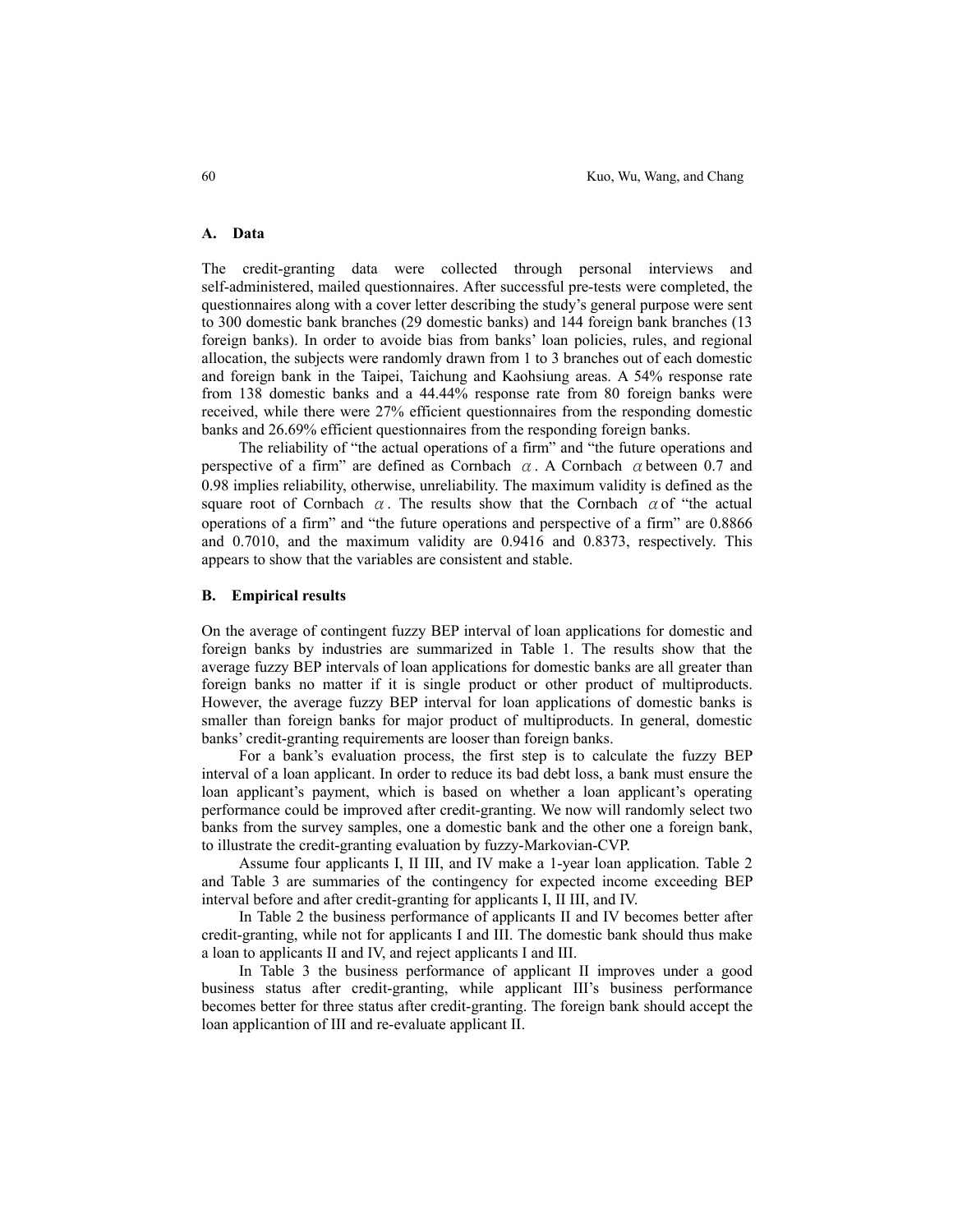### A. Data

The credit-granting data were collected through personal interviews and self-administered, mailed questionnaires. After successful pre-tests were completed, the questionnaires along with a cover letter describing the study's general purpose were sent to 300 domestic bank branches (29 domestic banks) and 144 foreign bank branches (13 foreign banks). In order to avoide bias from banks' loan policies, rules, and regional allocation, the subjects were randomly drawn from 1 to 3 branches out of each domestic and foreign bank in the Taipei, Taichung and Kaohsiung areas. A 54% response rate from 138 domestic banks and a 44.44% response rate from 80 foreign banks were received, while there were 27% efficient questionnaires from the responding domestic banks and 26.69% efficient questionnaires from the responding foreign banks.

The reliability of "the actual operations of a firm" and "the future operations and perspective of a firm" are defined as Cornbach $\alpha$. A Cornbach $\alpha$ between 0.7 and 0.98 implies reliability, otherwise, unreliability. The maximum validity is defined as the square root of Cornbach $\alpha$. The results show that the Cornbach $\alpha$ of "the actual operations of a firm" and "the future operations and perspective of a firm" are 0.8866 and 0.7010, and the maximum validity are 0.9416 and 0.8373, respectively. This appears to show that the variables are consistent and stable.

### B. Empirical results

On the average of contingent fuzzy BEP interval of loan applications for domestic and foreign banks by industries are summarized in Table 1. The results show that the average fuzzy BEP intervals of loan applications for domestic banks are all greater than foreign banks no matter if it is single product or other product of multiproducts. However, the average fuzzy BEP interval for loan applications of domestic banks is smaller than foreign banks for major product of multiproducts. In general, domestic banks' credit-granting requirements are looser than foreign banks.

For a bank's evaluation process, the first step is to calculate the fuzzy BEP interval of a loan applicant. In order to reduce its bad debt loss, a bank must ensure the loan applicant's payment, which is based on whether a loan applicant's operating performance could be improved after credit-granting. We now will randomly select two banks from the survey samples, one a domestic bank and the other one a foreign bank, to illustrate the credit-granting evaluation by fuzzy-Markovian-CVP.

Assume four applicants I, II III, and IV make a 1-year loan application. Table 2 and Table 3 are summaries of the contingency for expected income exceeding BEP interval before and after credit-granting for applicants I, II III, and IV.

In Table 2 the business performance of applicants II and IV becomes better after credit-granting, while not for applicants I and III. The domestic bank should thus make a loan to applicants II and IV, and reject applicants I and III.

In Table 3 the business performance of applicant II improves under a good business status after credit-granting, while applicant III's business performance becomes better for three status after credit-granting. The foreign bank should accept the loan applicantion of III and re-evaluate applicant II.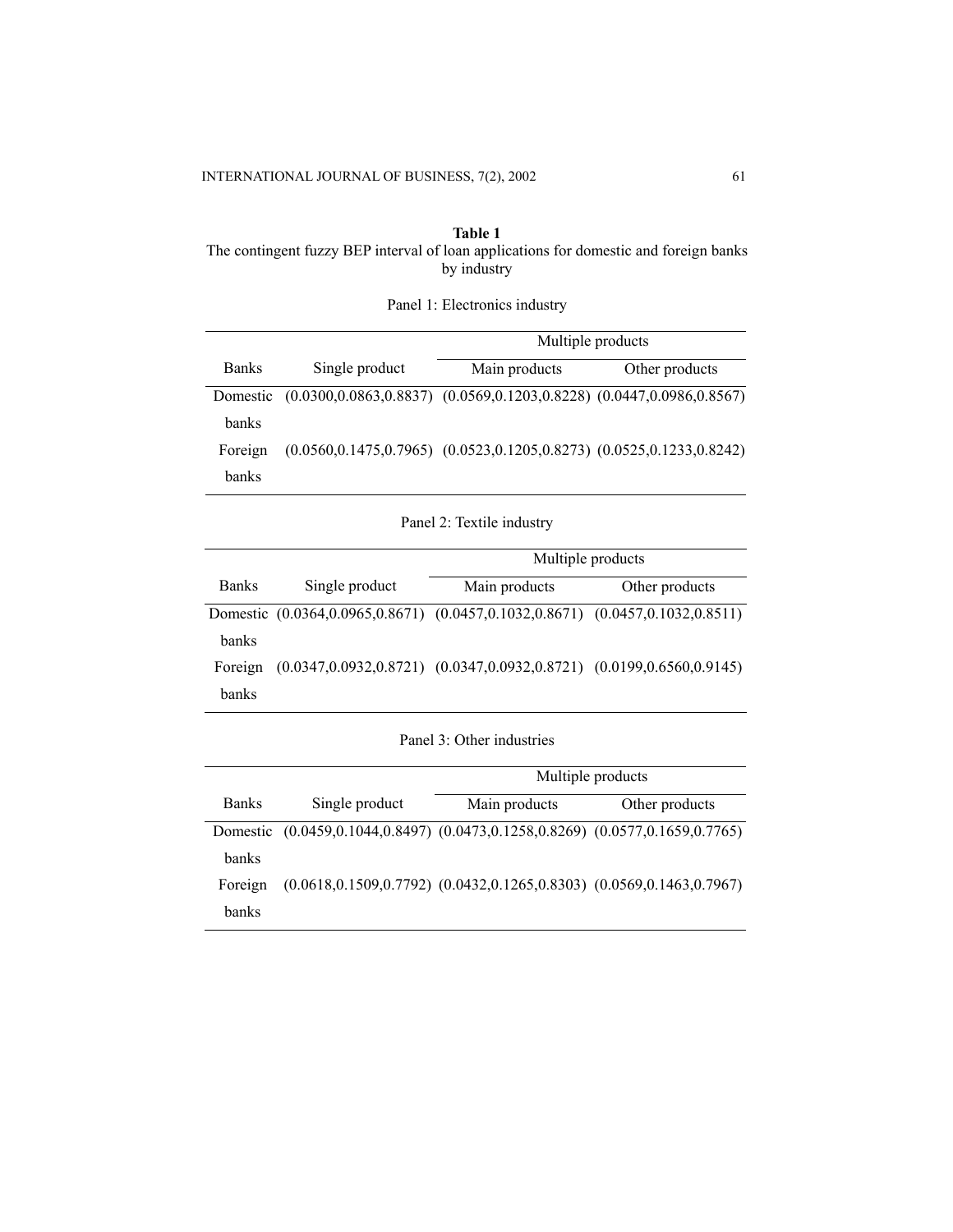**Table 1**

The contingent fuzzy BEP interval of loan applications for domestic and foreign banks by industry

Panel 1: Electronics industry

| Banks | Single product | Multiple products | |
|---|---|---|---|
| | | Main products | Other products |
| Domestic banks | (0.0300,0.0863,0.8837) | (0.0569,0.1203,0.8228) | (0.0447,0.0986,0.8567) |
| Foreign banks | (0.0560,0.1475,0.7965) | (0.0523,0.1205,0.8273) | (0.0525,0.1233,0.8242) |

Panel 2: Textile industry

| Banks | Single product | Multiple products | |
|---|---|---|---|
| | | Main products | Other products |
| Domestic banks | (0.0364,0.0965,0.8671) | (0.0457,0.1032,0.8671) | (0.0457,0.1032,0.8511) |
| Foreign banks | (0.0347,0.0932,0.8721) | (0.0347,0.0932,0.8721) | (0.0199,0.6560,0.9145) |

Panel 3: Other industries

| Banks | Single product | Multiple products | |
|---|---|---|---|
| | | Main products | Other products |
| Domestic banks | (0.0459,0.1044,0.8497) | (0.0473,0.1258,0.8269) | (0.0577,0.1659,0.7765) |
| Foreign banks | (0.0618,0.1509,0.7792) | (0.0432,0.1265,0.8303) | (0.0569,0.1463,0.7967) |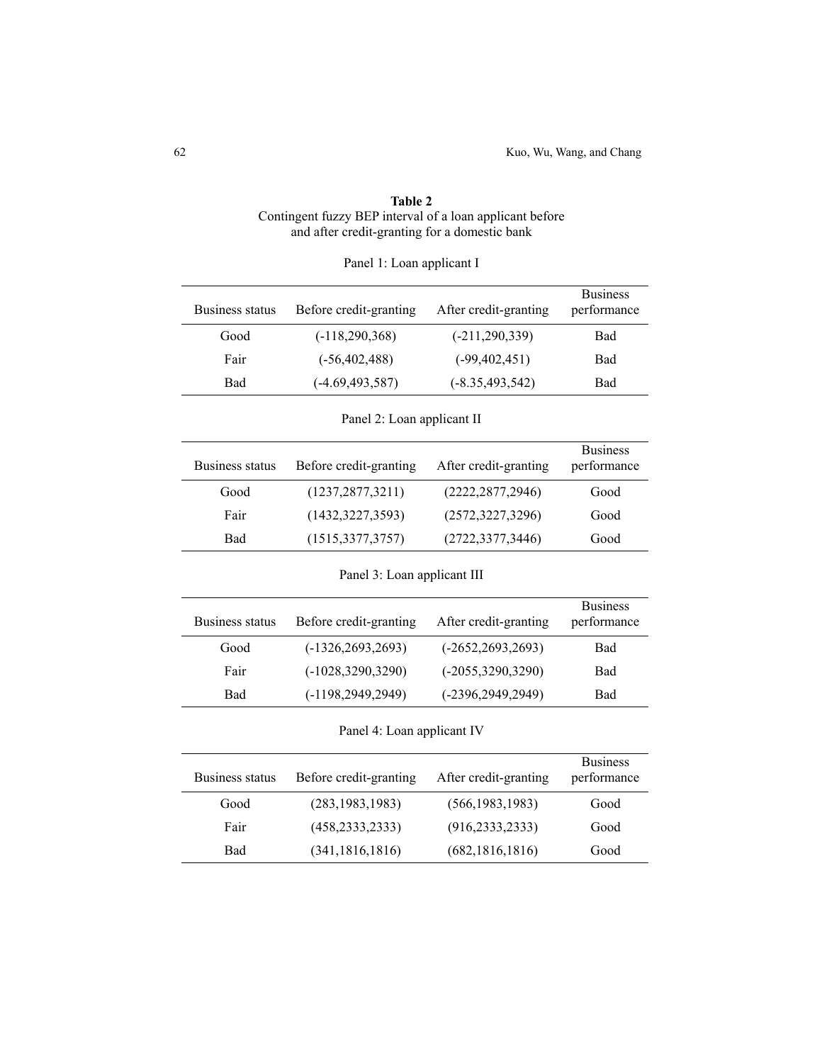**Table 2**
Contingent fuzzy BEP interval of a loan applicant before and after credit-granting for a domestic bank

Panel 1: Loan applicant I

| Business status | Before credit-granting | After credit-granting | Business performance |
|---|---|---|---|
| Good | (-118,290,368) | (-211,290,339) | Bad |
| Fair | (-56,402,488) | (-99,402,451) | Bad |
| Bad | (-4.69,493,587) | (-8.35,493,542) | Bad |

Panel 2: Loan applicant II

| Business status | Before credit-granting | After credit-granting | Business performance |
|---|---|---|---|
| Good | (1237,2877,3211) | (2222,2877,2946) | Good |
| Fair | (1432,3227,3593) | (2572,3227,3296) | Good |
| Bad | (1515,3377,3757) | (2722,3377,3446) | Good |

Panel 3: Loan applicant III

| Business status | Before credit-granting | After credit-granting | Business performance |
|---|---|---|---|
| Good | (-1326,2693,2693) | (-2652,2693,2693) | Bad |
| Fair | (-1028,3290,3290) | (-2055,3290,3290) | Bad |
| Bad | (-1198,2949,2949) | (-2396,2949,2949) | Bad |

Panel 4: Loan applicant IV

| Business status | Before credit-granting | After credit-granting | Business performance |
|---|---|---|---|
| Good | (283,1983,1983) | (566,1983,1983) | Good |
| Fair | (458,2333,2333) | (916,2333,2333) | Good |
| Bad | (341,1816,1816) | (682,1816,1816) | Good |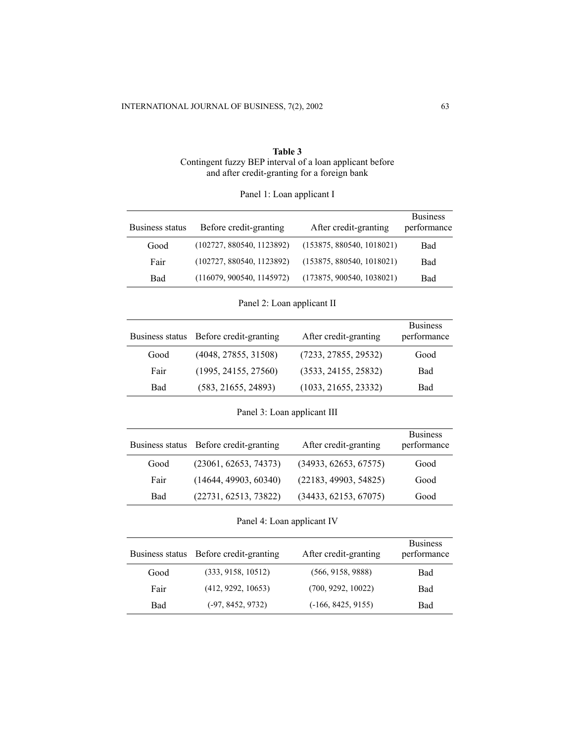**Table 3**
Contingent fuzzy BEP interval of a loan applicant before and after credit-granting for a foreign bank

Panel 1: Loan applicant I

| Business status | Before credit-granting | After credit-granting | Business performance |
|---|---|---|---|
| Good | (102727, 880540, 1123892) | (153875, 880540, 1018021) | Bad |
| Fair | (102727, 880540, 1123892) | (153875, 880540, 1018021) | Bad |
| Bad | (116079, 900540, 1145972) | (173875, 900540, 1038021) | Bad |

Panel 2: Loan applicant II

| Business status | Before credit-granting | After credit-granting | Business performance |
|---|---|---|---|
| Good | (4048, 27855, 31508) | (7233, 27855, 29532) | Good |
| Fair | (1995, 24155, 27560) | (3533, 24155, 25832) | Bad |
| Bad | (583, 21655, 24893) | (1033, 21655, 23332) | Bad |

Panel 3: Loan applicant III

| Business status | Before credit-granting | After credit-granting | Business performance |
|---|---|---|---|
| Good | (23061, 62653, 74373) | (34933, 62653, 67575) | Good |
| Fair | (14644, 49903, 60340) | (22183, 49903, 54825) | Good |
| Bad | (22731, 62513, 73822) | (34433, 62153, 67075) | Good |

Panel 4: Loan applicant IV

| Business status | Before credit-granting | After credit-granting | Business performance |
|---|---|---|---|
| Good | (333, 9158, 10512) | (566, 9158, 9888) | Bad |
| Fair | (412, 9292, 10653) | (700, 9292, 10022) | Bad |
| Bad | (-97, 8452, 9732) | (-166, 8425, 9155) | Bad |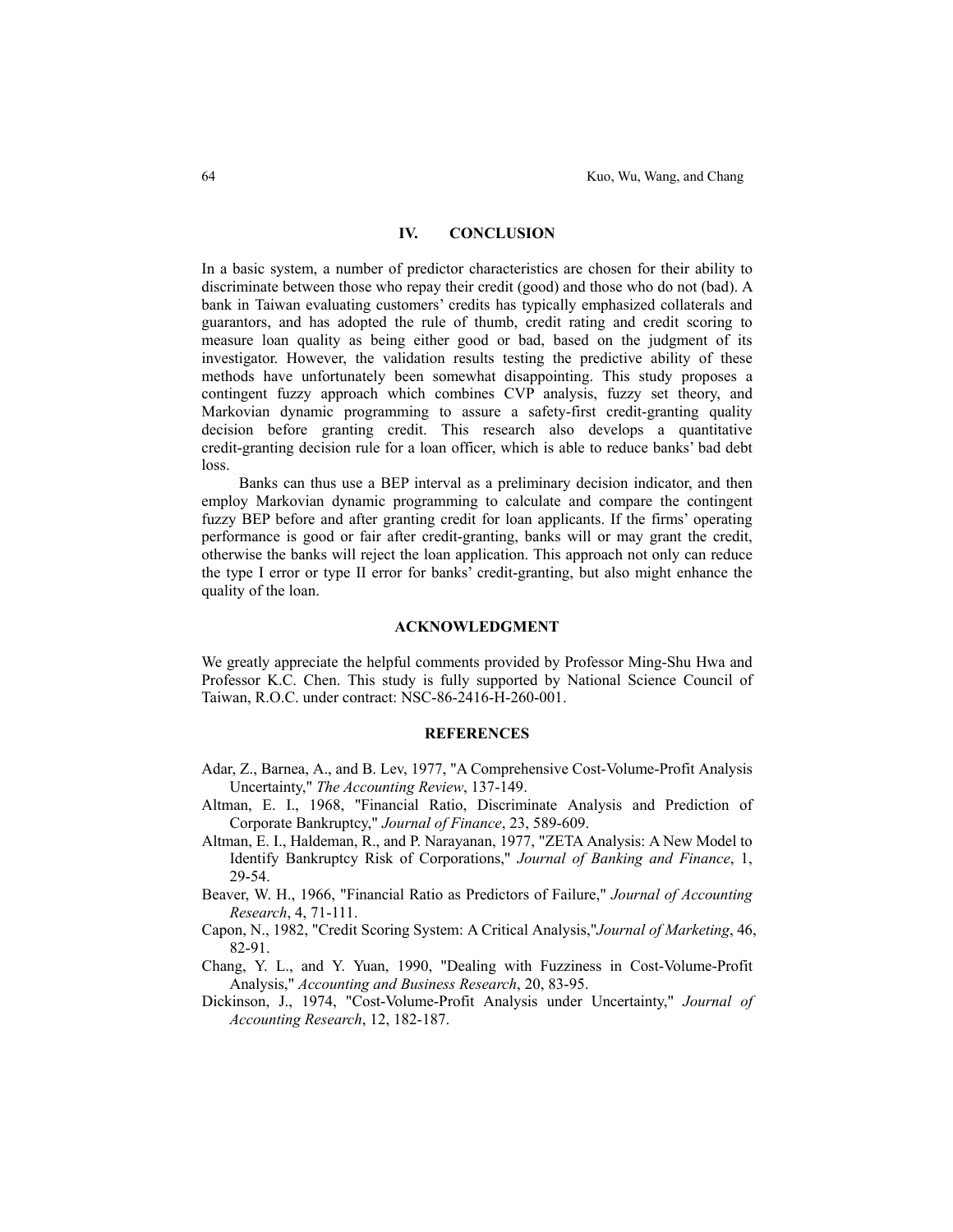## IV. CONCLUSION

In a basic system, a number of predictor characteristics are chosen for their ability to discriminate between those who repay their credit (good) and those who do not (bad). A bank in Taiwan evaluating customers' credits has typically emphasized collaterals and guarantors, and has adopted the rule of thumb, credit rating and credit scoring to measure loan quality as being either good or bad, based on the judgment of its investigator. However, the validation results testing the predictive ability of these methods have unfortunately been somewhat disappointing. This study proposes a contingent fuzzy approach which combines CVP analysis, fuzzy set theory, and Markovian dynamic programming to assure a safety-first credit-granting quality decision before granting credit. This research also develops a quantitative credit-granting decision rule for a loan officer, which is able to reduce banks' bad debt loss.

Banks can thus use a BEP interval as a preliminary decision indicator, and then employ Markovian dynamic programming to calculate and compare the contingent fuzzy BEP before and after granting credit for loan applicants. If the firms' operating performance is good or fair after credit-granting, banks will or may grant the credit, otherwise the banks will reject the loan application. This approach not only can reduce the type I error or type II error for banks' credit-granting, but also might enhance the quality of the loan.

## ACKNOWLEDGMENT

We greatly appreciate the helpful comments provided by Professor Ming-Shu Hwa and Professor K.C. Chen. This study is fully supported by National Science Council of Taiwan, R.O.C. under contract: NSC-86-2416-H-260-001.

## REFERENCES

Adar, Z., Barnea, A., and B. Lev, 1977, "A Comprehensive Cost-Volume-Profit Analysis Uncertainty," *The Accounting Review*, 137-149.

Altman, E. I., 1968, "Financial Ratio, Discriminate Analysis and Prediction of Corporate Bankruptcy," *Journal of Finance*, 23, 589-609.

Altman, E. I., Haldeman, R., and P. Narayanan, 1977, "ZETA Analysis: A New Model to Identify Bankruptcy Risk of Corporations," *Journal of Banking and Finance*, 1, 29-54.

Beaver, W. H., 1966, "Financial Ratio as Predictors of Failure," *Journal of Accounting Research*, 4, 71-111.

Capon, N., 1982, "Credit Scoring System: A Critical Analysis,"*Journal of Marketing*, 46, 82-91.

Chang, Y. L., and Y. Yuan, 1990, "Dealing with Fuzziness in Cost-Volume-Profit Analysis," *Accounting and Business Research*, 20, 83-95.

Dickinson, J., 1974, "Cost-Volume-Profit Analysis under Uncertainty," *Journal of Accounting Research*, 12, 182-187.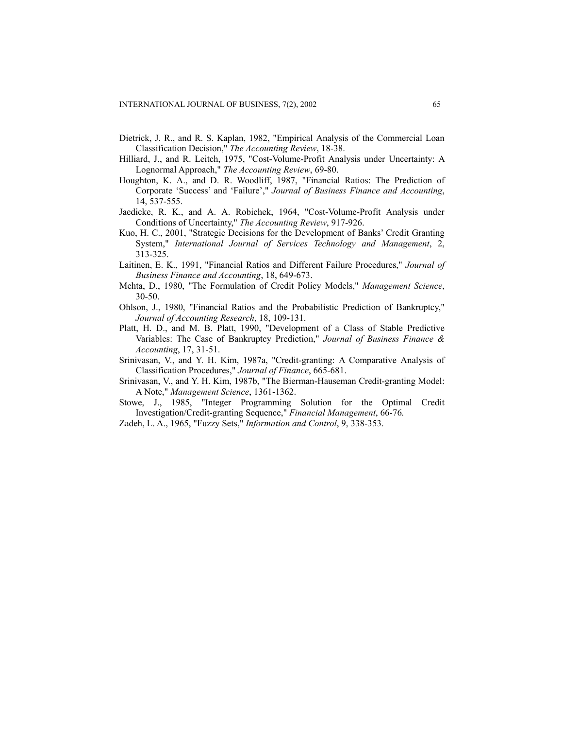Dietrick, J. R., and R. S. Kaplan, 1982, "Empirical Analysis of the Commercial Loan Classification Decision," *The Accounting Review*, 18-38.

Hilliard, J., and R. Leitch, 1975, "Cost-Volume-Profit Analysis under Uncertainty: A Lognormal Approach," *The Accounting Review*, 69-80.

Houghton, K. A., and D. R. Woodliff, 1987, "Financial Ratios: The Prediction of Corporate 'Success' and 'Failure'," *Journal of Business Finance and Accounting*, 14, 537-555.

Jaedicke, R. K., and A. A. Robichek, 1964, "Cost-Volume-Profit Analysis under Conditions of Uncertainty," *The Accounting Review*, 917-926.

Kuo, H. C., 2001, "Strategic Decisions for the Development of Banks' Credit Granting System," *International Journal of Services Technology and Management*, 2, 313-325.

Laitinen, E. K., 1991, "Financial Ratios and Different Failure Procedures," *Journal of Business Finance and Accounting*, 18, 649-673.

Mehta, D., 1980, "The Formulation of Credit Policy Models," *Management Science*, 30-50.

Ohlson, J., 1980, "Financial Ratios and the Probabilistic Prediction of Bankruptcy," *Journal of Accounting Research*, 18, 109-131.

Platt, H. D., and M. B. Platt, 1990, "Development of a Class of Stable Predictive Variables: The Case of Bankruptcy Prediction," *Journal of Business Finance & Accounting*, 17, 31-51.

Srinivasan, V., and Y. H. Kim, 1987a, "Credit-granting: A Comparative Analysis of Classification Procedures," *Journal of Finance*, 665-681.

Srinivasan, V., and Y. H. Kim, 1987b, "The Bierman-Hauseman Credit-granting Model: A Note," *Management Science*, 1361-1362.

Stowe, J., 1985, "Integer Programming Solution for the Optimal Credit Investigation/Credit-granting Sequence," *Financial Management*, 66-76.

Zadeh, L. A., 1965, "Fuzzy Sets," *Information and Control*, 9, 338-353.